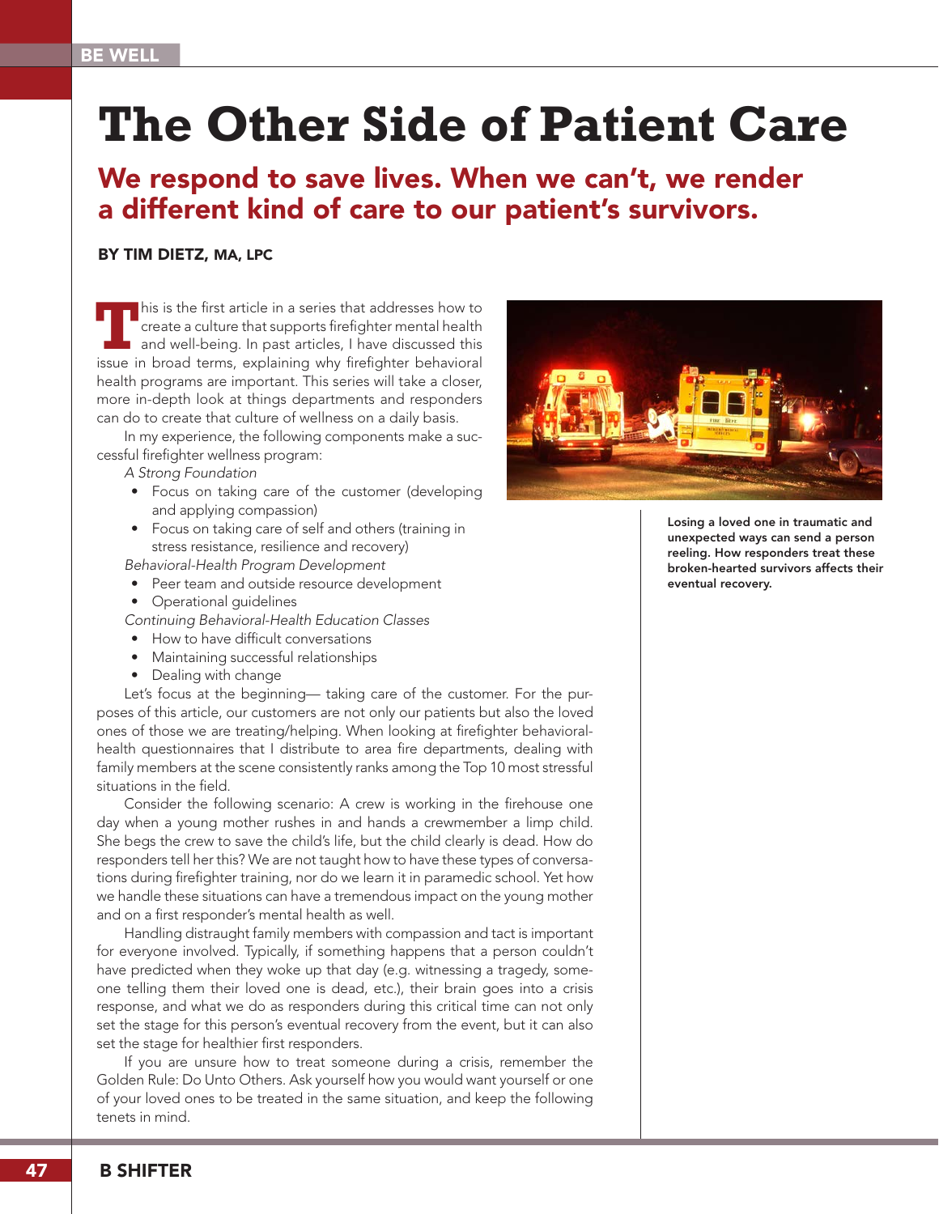BE WELL

# The Other Side of Patient Care

## We respond to save lives. When we can't, we render a different kind of care to our patient's survivors.

**BY TIM DIETZ, MA, LPC**

This is the first article in a series that addresses how to create a culture that supports firefighter mental health and well-being. In past articles, I have discussed this issue in broad terms, explaining why firefighter behavioral health programs are important. This series will take a closer, more in-depth look at things departments and responders can do to create that culture of wellness on a daily basis.

In my experience, the following components make a successful firefighter wellness program:

*A Strong Foundation*

- Focus on taking care of the customer (developing and applying compassion)
- Focus on taking care of self and others (training in stress resistance, resilience and recovery)

*Behavioral-Health Program Development*

- Peer team and outside resource development
- Operational guidelines

*Continuing Behavioral-Health Education Classes*

- How to have difficult conversations
- Maintaining successful relationships
- Dealing with change

Let's focus at the beginning— taking care of the customer. For the purposes of this article, our customers are not only our patients but also the loved ones of those we are treating/helping. When looking at firefighter behavioral-health questionnaires that I distribute to area fire departments, dealing with family members at the scene consistently ranks among the Top 10 most stressful situations in the field.

Consider the following scenario: A crew is working in the firehouse one day when a young mother rushes in and hands a crewmember a limp child. She begs the crew to save the child's life, but the child clearly is dead. How do responders tell her this? We are not taught how to have these types of conversations during firefighter training, nor do we learn it in paramedic school. Yet how we handle these situations can have a tremendous impact on the young mother and on a first responder's mental health as well.

Handling distraught family members with compassion and tact is important for everyone involved. Typically, if something happens that a person couldn't have predicted when they woke up that day (e.g. witnessing a tragedy, someone telling them their loved one is dead, etc.), their brain goes into a crisis response, and what we do as responders during this critical time can not only set the stage for this person's eventual recovery from the event, but it can also set the stage for healthier first responders.

If you are unsure how to treat someone during a crisis, remember the Golden Rule: Do Unto Others. Ask yourself how you would want yourself or one of your loved ones to be treated in the same situation, and keep the following tenets in mind.

**Losing a loved one in traumatic and unexpected ways can send a person reeling. How responders treat these broken-hearted survivors affects their eventual recovery.**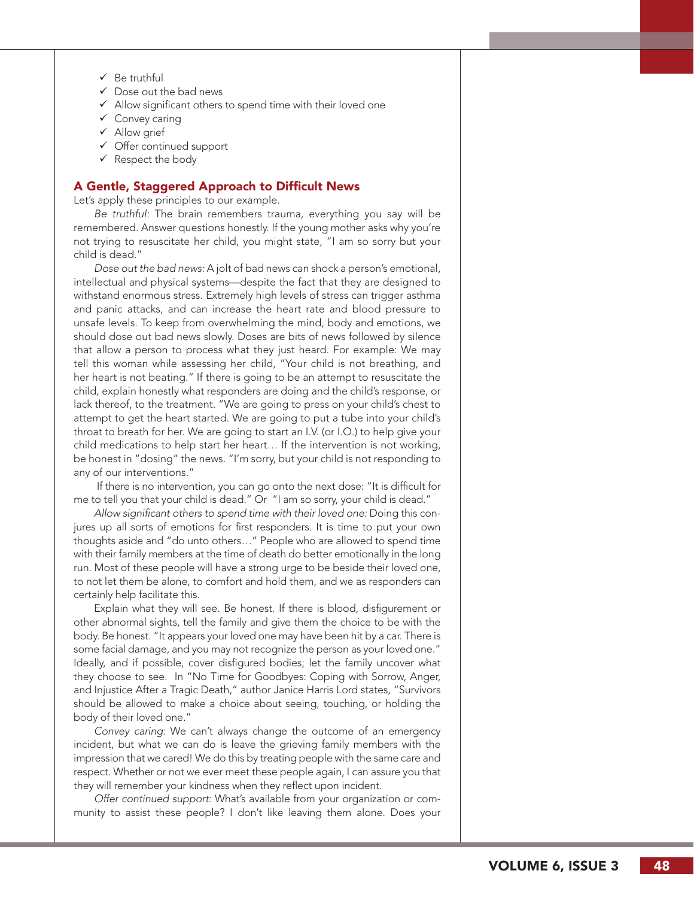- ✓ Be truthful
- ✓ Dose out the bad news
- ✓ Allow significant others to spend time with their loved one
- ✓ Convey caring
- ✓ Allow grief
- ✓ Offer continued support
- ✓ Respect the body

## A Gentle, Staggered Approach to Difficult News

Let's apply these principles to our example.

*Be truthful:* The brain remembers trauma, everything you say will be remembered. Answer questions honestly. If the young mother asks why you're not trying to resuscitate her child, you might state, "I am so sorry but your child is dead."

*Dose out the bad news:* A jolt of bad news can shock a person's emotional, intellectual and physical systems—despite the fact that they are designed to withstand enormous stress. Extremely high levels of stress can trigger asthma and panic attacks, and can increase the heart rate and blood pressure to unsafe levels. To keep from overwhelming the mind, body and emotions, we should dose out bad news slowly. Doses are bits of news followed by silence that allow a person to process what they just heard. For example: We may tell this woman while assessing her child, "Your child is not breathing, and her heart is not beating." If there is going to be an attempt to resuscitate the child, explain honestly what responders are doing and the child's response, or lack thereof, to the treatment. "We are going to press on your child's chest to attempt to get the heart started. We are going to put a tube into your child's throat to breath for her. We are going to start an I.V. (or I.O.) to help give your child medications to help start her heart… If the intervention is not working, be honest in "dosing" the news. "I'm sorry, but your child is not responding to any of our interventions."

If there is no intervention, you can go onto the next dose: "It is difficult for me to tell you that your child is dead." Or "I am so sorry, your child is dead."

*Allow significant others to spend time with their loved one:* Doing this conjures up all sorts of emotions for first responders. It is time to put your own thoughts aside and "do unto others…" People who are allowed to spend time with their family members at the time of death do better emotionally in the long run. Most of these people will have a strong urge to be beside their loved one, to not let them be alone, to comfort and hold them, and we as responders can certainly help facilitate this.

Explain what they will see. Be honest. If there is blood, disfigurement or other abnormal sights, tell the family and give them the choice to be with the body. Be honest. "It appears your loved one may have been hit by a car. There is some facial damage, and you may not recognize the person as your loved one." Ideally, and if possible, cover disfigured bodies; let the family uncover what they choose to see. In "No Time for Goodbyes: Coping with Sorrow, Anger, and Injustice After a Tragic Death," author Janice Harris Lord states, "Survivors should be allowed to make a choice about seeing, touching, or holding the body of their loved one."

*Convey caring:* We can't always change the outcome of an emergency incident, but what we can do is leave the grieving family members with the impression that we cared! We do this by treating people with the same care and respect. Whether or not we ever meet these people again, I can assure you that they will remember your kindness when they reflect upon incident.

*Offer continued support:* What's available from your organization or community to assist these people? I don't like leaving them alone. Does your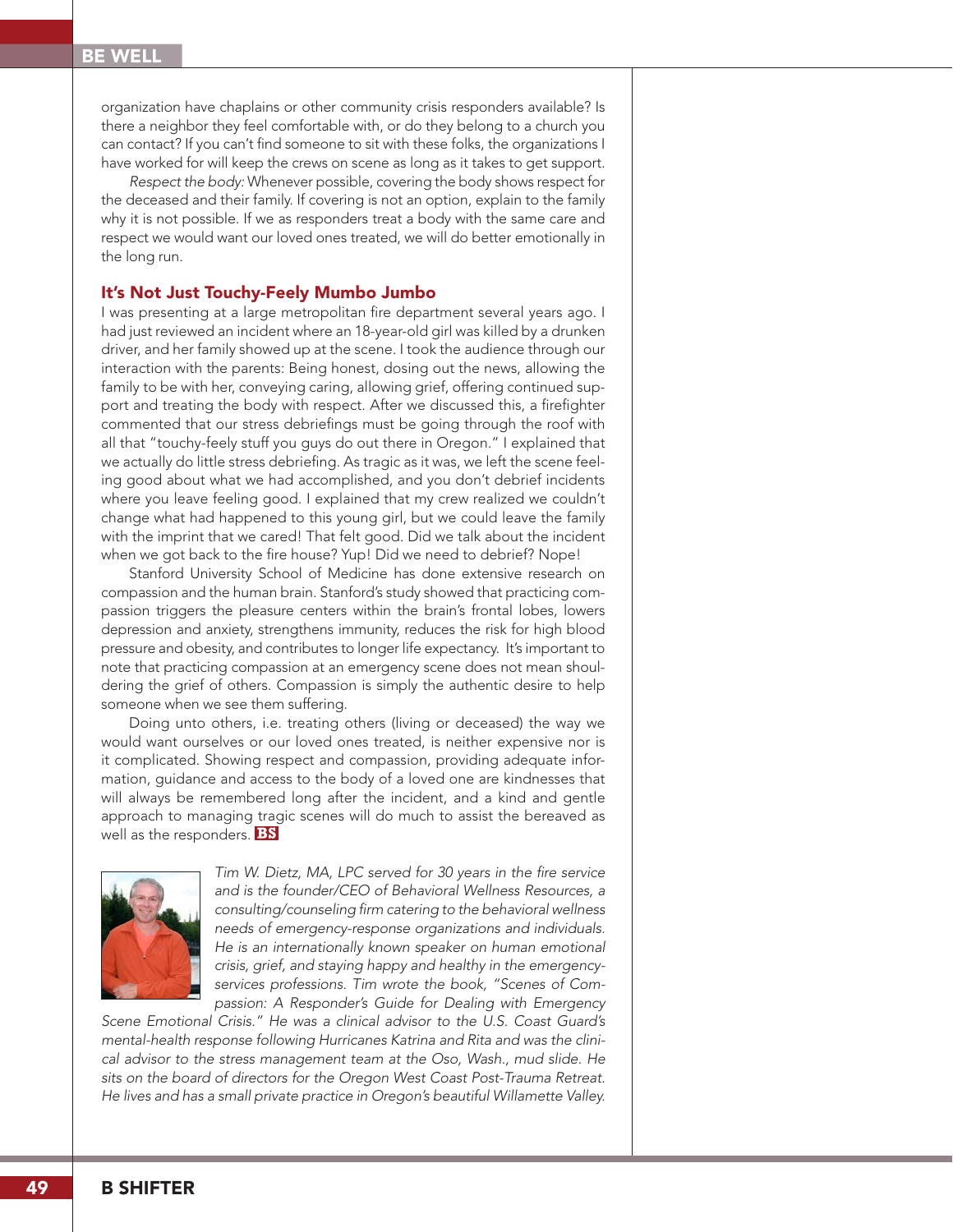organization have chaplains or other community crisis responders available? Is there a neighbor they feel comfortable with, or do they belong to a church you can contact? If you can't find someone to sit with these folks, the organizations I have worked for will keep the crews on scene as long as it takes to get support.

*Respect the body:* Whenever possible, covering the body shows respect for the deceased and their family. If covering is not an option, explain to the family why it is not possible. If we as responders treat a body with the same care and respect we would want our loved ones treated, we will do better emotionally in the long run.

## It's Not Just Touchy-Feely Mumbo Jumbo

I was presenting at a large metropolitan fire department several years ago. I had just reviewed an incident where an 18-year-old girl was killed by a drunken driver, and her family showed up at the scene. I took the audience through our interaction with the parents: Being honest, dosing out the news, allowing the family to be with her, conveying caring, allowing grief, offering continued support and treating the body with respect. After we discussed this, a firefighter commented that our stress debriefings must be going through the roof with all that "touchy-feely stuff you guys do out there in Oregon." I explained that we actually do little stress debriefing. As tragic as it was, we left the scene feeling good about what we had accomplished, and you don't debrief incidents where you leave feeling good. I explained that my crew realized we couldn't change what had happened to this young girl, but we could leave the family with the imprint that we cared! That felt good. Did we talk about the incident when we got back to the fire house? Yup! Did we need to debrief? Nope!

Stanford University School of Medicine has done extensive research on compassion and the human brain. Stanford's study showed that practicing compassion triggers the pleasure centers within the brain's frontal lobes, lowers depression and anxiety, strengthens immunity, reduces the risk for high blood pressure and obesity, and contributes to longer life expectancy. It's important to note that practicing compassion at an emergency scene does not mean shouldering the grief of others. Compassion is simply the authentic desire to help someone when we see them suffering.

Doing unto others, i.e. treating others (living or deceased) the way we would want ourselves or our loved ones treated, is neither expensive nor is it complicated. Showing respect and compassion, providing adequate information, guidance and access to the body of a loved one are kindnesses that will always be remembered long after the incident, and a kind and gentle approach to managing tragic scenes will do much to assist the bereaved as well as the responders. **BS**

*Tim W. Dietz, MA, LPC served for 30 years in the fire service and is the founder/CEO of Behavioral Wellness Resources, a consulting/counseling firm catering to the behavioral wellness needs of emergency-response organizations and individuals. He is an internationally known speaker on human emotional crisis, grief, and staying happy and healthy in the emergency-services professions. Tim wrote the book, "Scenes of Compassion: A Responder's Guide for Dealing with Emergency Scene Emotional Crisis." He was a clinical advisor to the U.S. Coast Guard's mental-health response following Hurricanes Katrina and Rita and was the clinical advisor to the stress management team at the Oso, Wash., mud slide. He sits on the board of directors for the Oregon West Coast Post-Trauma Retreat. He lives and has a small private practice in Oregon's beautiful Willamette Valley.*